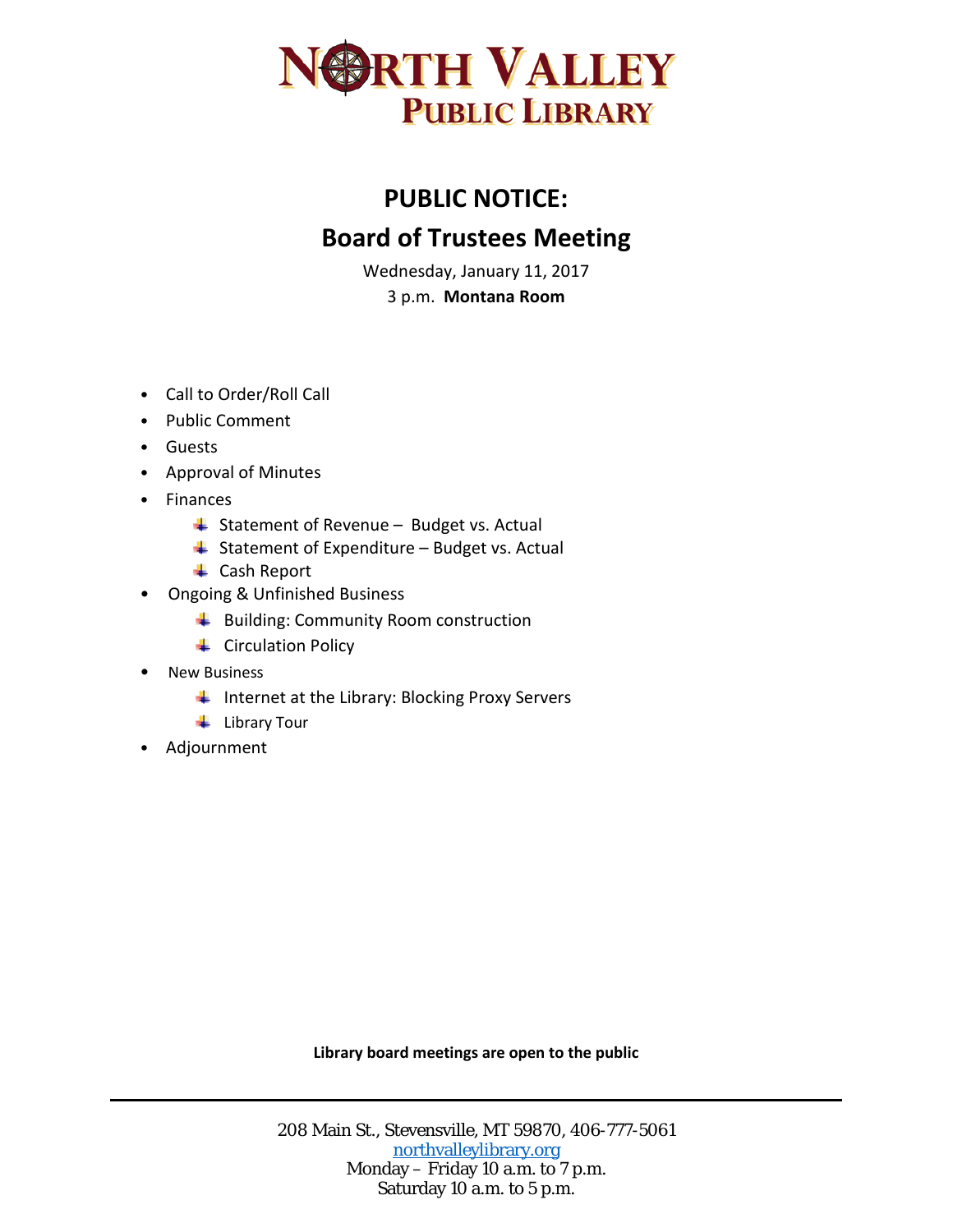# NORTH VALLEY
## PUBLIC LIBRARY

## PUBLIC NOTICE:

## Board of Trustees Meeting

Wednesday, January 11, 2017

3 p.m. **Montana Room**

- Call to Order/Roll Call
- Public Comment
- Guests
- Approval of Minutes
- Finances
  - Statement of Revenue – Budget vs. Actual
  - Statement of Expenditure – Budget vs. Actual
  - Cash Report
- Ongoing & Unfinished Business
  - Building: Community Room construction
  - Circulation Policy
- New Business
  - Internet at the Library: Blocking Proxy Servers
  - Library Tour
- Adjournment

**Library board meetings are open to the public**

---

208 Main St., Stevensville, MT 59870, 406-777-5061

northvalleylibrary.org

Monday – Friday 10 a.m. to 7 p.m.

Saturday 10 a.m. to 5 p.m.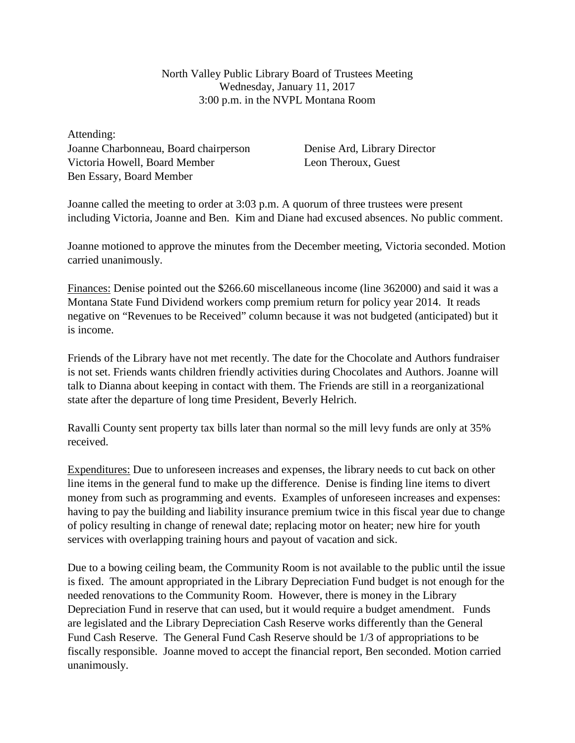North Valley Public Library Board of Trustees Meeting
Wednesday, January 11, 2017
3:00 p.m. in the NVPL Montana Room

Attending:

Joanne Charbonneau, Board chairperson
Victoria Howell, Board Member
Ben Essary, Board Member
Denise Ard, Library Director
Leon Theroux, Guest

Joanne called the meeting to order at 3:03 p.m. A quorum of three trustees were present including Victoria, Joanne and Ben. Kim and Diane had excused absences. No public comment.

Joanne motioned to approve the minutes from the December meeting, Victoria seconded. Motion carried unanimously.

<u>Finances:</u> Denise pointed out the $266.60 miscellaneous income (line 362000) and said it was a Montana State Fund Dividend workers comp premium return for policy year 2014. It reads negative on "Revenues to be Received" column because it was not budgeted (anticipated) but it is income.

Friends of the Library have not met recently. The date for the Chocolate and Authors fundraiser is not set. Friends wants children friendly activities during Chocolates and Authors. Joanne will talk to Dianna about keeping in contact with them. The Friends are still in a reorganizational state after the departure of long time President, Beverly Helrich.

Ravalli County sent property tax bills later than normal so the mill levy funds are only at 35% received.

<u>Expenditures:</u> Due to unforeseen increases and expenses, the library needs to cut back on other line items in the general fund to make up the difference. Denise is finding line items to divert money from such as programming and events. Examples of unforeseen increases and expenses: having to pay the building and liability insurance premium twice in this fiscal year due to change of policy resulting in change of renewal date; replacing motor on heater; new hire for youth services with overlapping training hours and payout of vacation and sick.

Due to a bowing ceiling beam, the Community Room is not available to the public until the issue is fixed. The amount appropriated in the Library Depreciation Fund budget is not enough for the needed renovations to the Community Room. However, there is money in the Library Depreciation Fund in reserve that can used, but it would require a budget amendment. Funds are legislated and the Library Depreciation Cash Reserve works differently than the General Fund Cash Reserve. The General Fund Cash Reserve should be 1/3 of appropriations to be fiscally responsible. Joanne moved to accept the financial report, Ben seconded. Motion carried unanimously.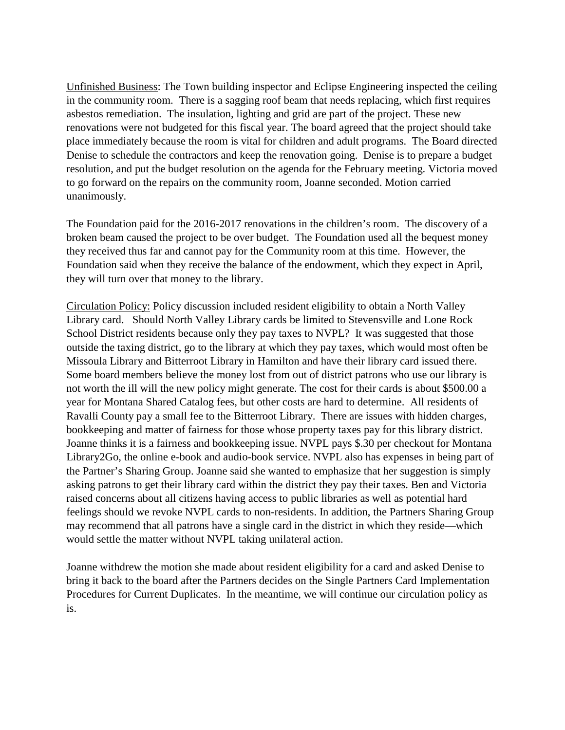Unfinished Business: The Town building inspector and Eclipse Engineering inspected the ceiling in the community room. There is a sagging roof beam that needs replacing, which first requires asbestos remediation. The insulation, lighting and grid are part of the project. These new renovations were not budgeted for this fiscal year. The board agreed that the project should take place immediately because the room is vital for children and adult programs. The Board directed Denise to schedule the contractors and keep the renovation going. Denise is to prepare a budget resolution, and put the budget resolution on the agenda for the February meeting. Victoria moved to go forward on the repairs on the community room, Joanne seconded. Motion carried unanimously.

The Foundation paid for the 2016-2017 renovations in the children's room. The discovery of a broken beam caused the project to be over budget. The Foundation used all the bequest money they received thus far and cannot pay for the Community room at this time. However, the Foundation said when they receive the balance of the endowment, which they expect in April, they will turn over that money to the library.

Circulation Policy: Policy discussion included resident eligibility to obtain a North Valley Library card. Should North Valley Library cards be limited to Stevensville and Lone Rock School District residents because only they pay taxes to NVPL? It was suggested that those outside the taxing district, go to the library at which they pay taxes, which would most often be Missoula Library and Bitterroot Library in Hamilton and have their library card issued there. Some board members believe the money lost from out of district patrons who use our library is not worth the ill will the new policy might generate. The cost for their cards is about $500.00 a year for Montana Shared Catalog fees, but other costs are hard to determine. All residents of Ravalli County pay a small fee to the Bitterroot Library. There are issues with hidden charges, bookkeeping and matter of fairness for those whose property taxes pay for this library district. Joanne thinks it is a fairness and bookkeeping issue. NVPL pays $.30 per checkout for Montana Library2Go, the online e-book and audio-book service. NVPL also has expenses in being part of the Partner's Sharing Group. Joanne said she wanted to emphasize that her suggestion is simply asking patrons to get their library card within the district they pay their taxes. Ben and Victoria raised concerns about all citizens having access to public libraries as well as potential hard feelings should we revoke NVPL cards to non-residents. In addition, the Partners Sharing Group may recommend that all patrons have a single card in the district in which they reside—which would settle the matter without NVPL taking unilateral action.

Joanne withdrew the motion she made about resident eligibility for a card and asked Denise to bring it back to the board after the Partners decides on the Single Partners Card Implementation Procedures for Current Duplicates. In the meantime, we will continue our circulation policy as is.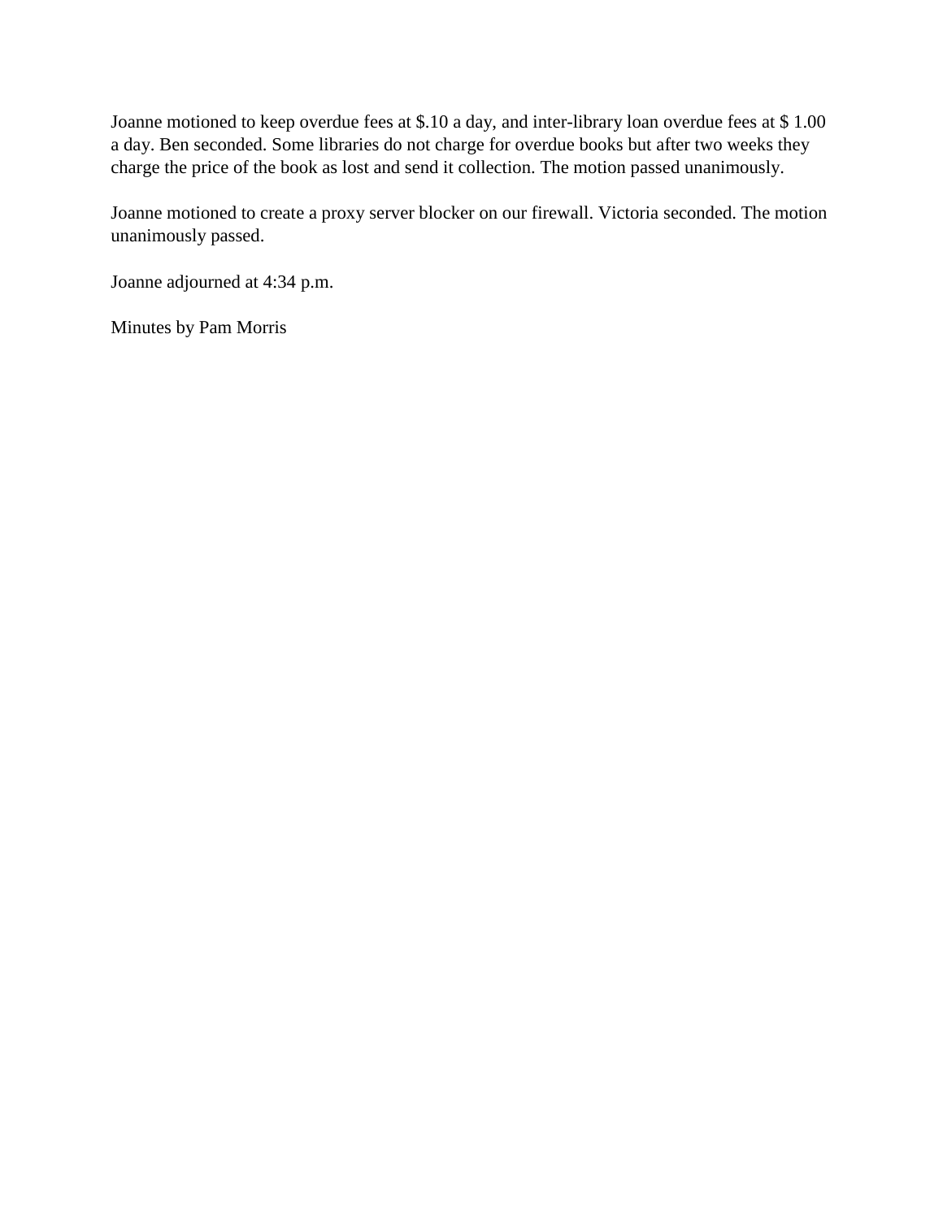Joanne motioned to keep overdue fees at $.10 a day, and inter-library loan overdue fees at $ 1.00 a day. Ben seconded. Some libraries do not charge for overdue books but after two weeks they charge the price of the book as lost and send it collection. The motion passed unanimously.

Joanne motioned to create a proxy server blocker on our firewall. Victoria seconded. The motion unanimously passed.

Joanne adjourned at 4:34 p.m.

Minutes by Pam Morris